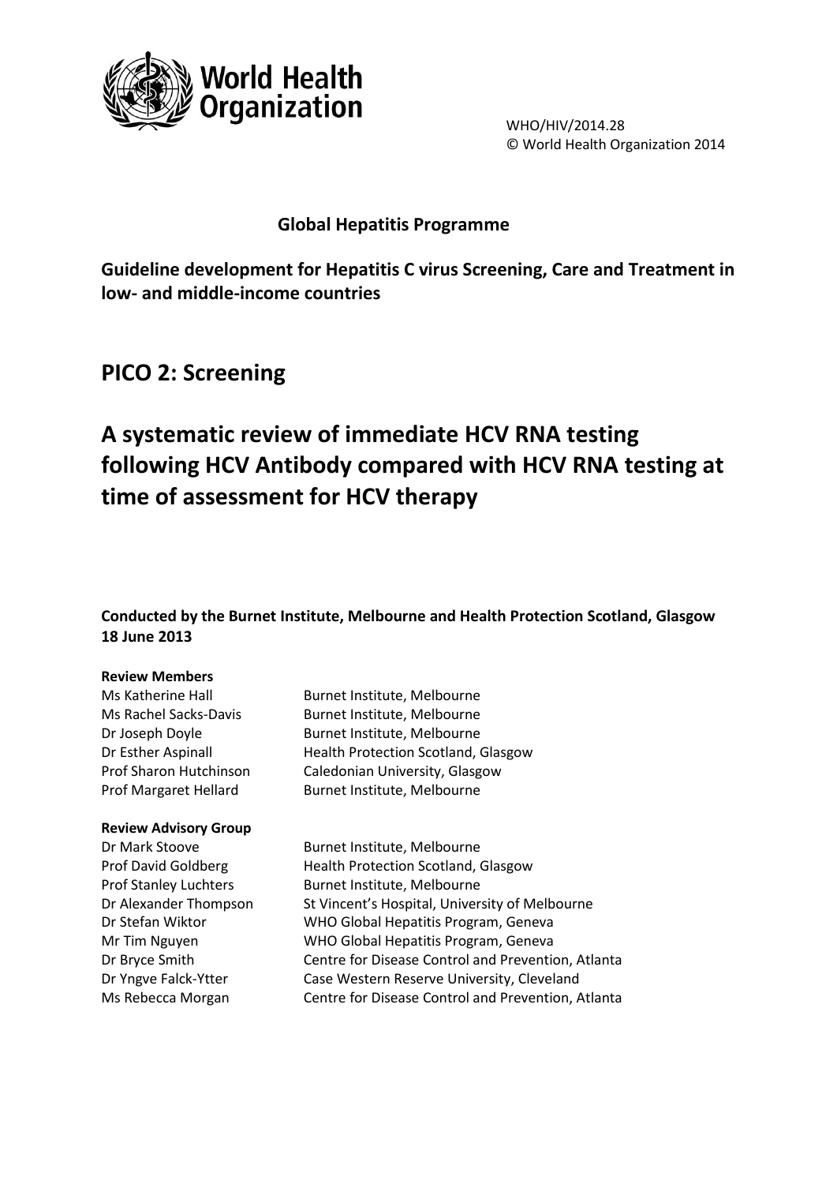World Health Organization

WHO/HIV/2014.28
© World Health Organization 2014

**Global Hepatitis Programme**

**Guideline development for Hepatitis C virus Screening, Care and Treatment in low- and middle-income countries**

## PICO 2: Screening

# A systematic review of immediate HCV RNA testing following HCV Antibody compared with HCV RNA testing at time of assessment for HCV therapy

**Conducted by the Burnet Institute, Melbourne and Health Protection Scotland, Glasgow**
**18 June 2013**

**Review Members**

| | |
|---|---|
| Ms Katherine Hall | Burnet Institute, Melbourne |
| Ms Rachel Sacks-Davis | Burnet Institute, Melbourne |
| Dr Joseph Doyle | Burnet Institute, Melbourne |
| Dr Esther Aspinall | Health Protection Scotland, Glasgow |
| Prof Sharon Hutchinson | Caledonian University, Glasgow |
| Prof Margaret Hellard | Burnet Institute, Melbourne |

**Review Advisory Group**

| | |
|---|---|
| Dr Mark Stoove | Burnet Institute, Melbourne |
| Prof David Goldberg | Health Protection Scotland, Glasgow |
| Prof Stanley Luchters | Burnet Institute, Melbourne |
| Dr Alexander Thompson | St Vincent's Hospital, University of Melbourne |
| Dr Stefan Wiktor | WHO Global Hepatitis Program, Geneva |
| Mr Tim Nguyen | WHO Global Hepatitis Program, Geneva |
| Dr Bryce Smith | Centre for Disease Control and Prevention, Atlanta |
| Dr Yngve Falck-Ytter | Case Western Reserve University, Cleveland |
| Ms Rebecca Morgan | Centre for Disease Control and Prevention, Atlanta |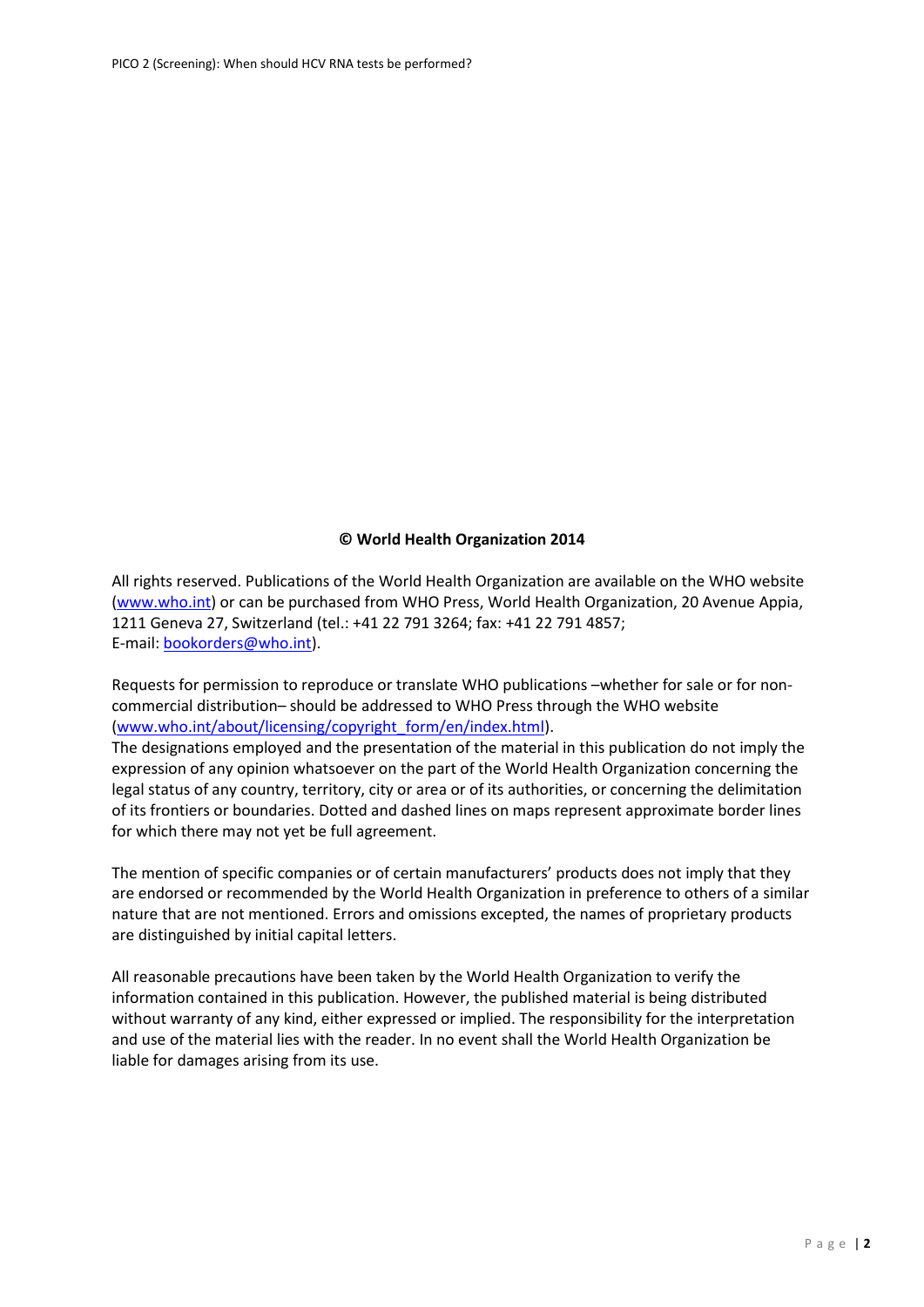**© World Health Organization 2014**

All rights reserved. Publications of the World Health Organization are available on the WHO website (www.who.int) or can be purchased from WHO Press, World Health Organization, 20 Avenue Appia, 1211 Geneva 27, Switzerland (tel.: +41 22 791 3264; fax: +41 22 791 4857; E-mail: bookorders@who.int).

Requests for permission to reproduce or translate WHO publications –whether for sale or for non-commercial distribution– should be addressed to WHO Press through the WHO website (www.who.int/about/licensing/copyright_form/en/index.html).
The designations employed and the presentation of the material in this publication do not imply the expression of any opinion whatsoever on the part of the World Health Organization concerning the legal status of any country, territory, city or area or of its authorities, or concerning the delimitation of its frontiers or boundaries. Dotted and dashed lines on maps represent approximate border lines for which there may not yet be full agreement.

The mention of specific companies or of certain manufacturers' products does not imply that they are endorsed or recommended by the World Health Organization in preference to others of a similar nature that are not mentioned. Errors and omissions excepted, the names of proprietary products are distinguished by initial capital letters.

All reasonable precautions have been taken by the World Health Organization to verify the information contained in this publication. However, the published material is being distributed without warranty of any kind, either expressed or implied. The responsibility for the interpretation and use of the material lies with the reader. In no event shall the World Health Organization be liable for damages arising from its use.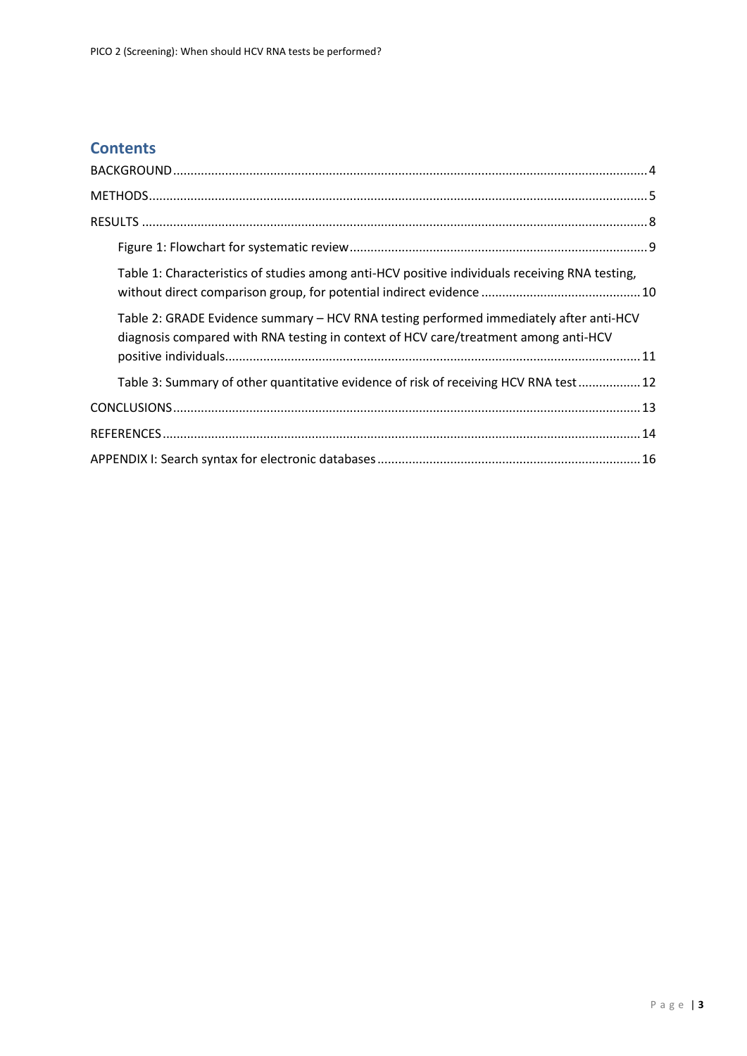## Contents

BACKGROUND .......................................................... 4

METHODS .......................................................... 5

RESULTS .......................................................... 8

- Figure 1: Flowchart for systematic review .......................................................... 9
- Table 1: Characteristics of studies among anti-HCV positive individuals receiving RNA testing, without direct comparison group, for potential indirect evidence .......................................................... 10
- Table 2: GRADE Evidence summary – HCV RNA testing performed immediately after anti-HCV diagnosis compared with RNA testing in context of HCV care/treatment among anti-HCV positive individuals .......................................................... 11
- Table 3: Summary of other quantitative evidence of risk of receiving HCV RNA test .......................................................... 12

CONCLUSIONS .......................................................... 13

REFERENCES .......................................................... 14

APPENDIX I: Search syntax for electronic databases .......................................................... 16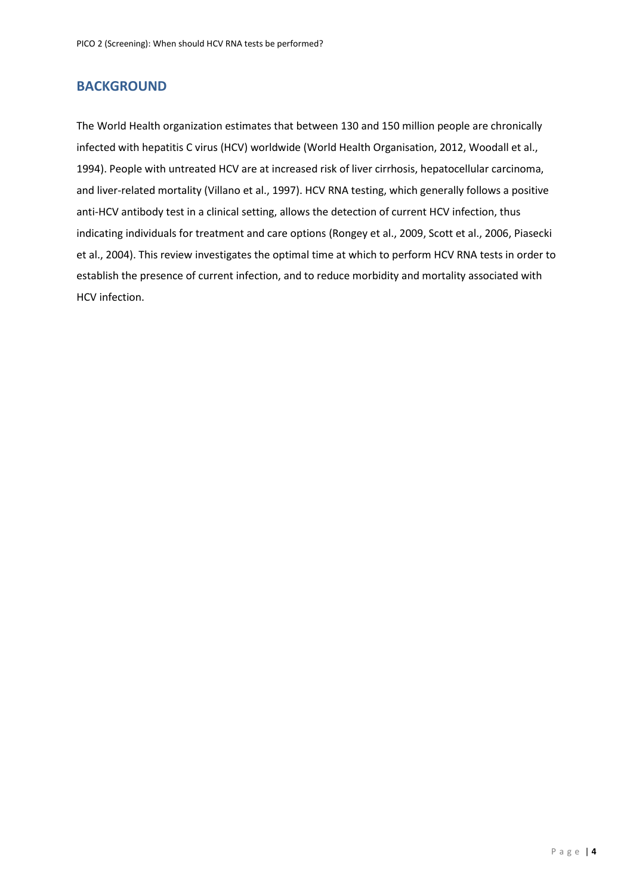## BACKGROUND

The World Health organization estimates that between 130 and 150 million people are chronically infected with hepatitis C virus (HCV) worldwide (World Health Organisation, 2012, Woodall et al., 1994). People with untreated HCV are at increased risk of liver cirrhosis, hepatocellular carcinoma, and liver-related mortality (Villano et al., 1997). HCV RNA testing, which generally follows a positive anti-HCV antibody test in a clinical setting, allows the detection of current HCV infection, thus indicating individuals for treatment and care options (Rongey et al., 2009, Scott et al., 2006, Piasecki et al., 2004). This review investigates the optimal time at which to perform HCV RNA tests in order to establish the presence of current infection, and to reduce morbidity and mortality associated with HCV infection.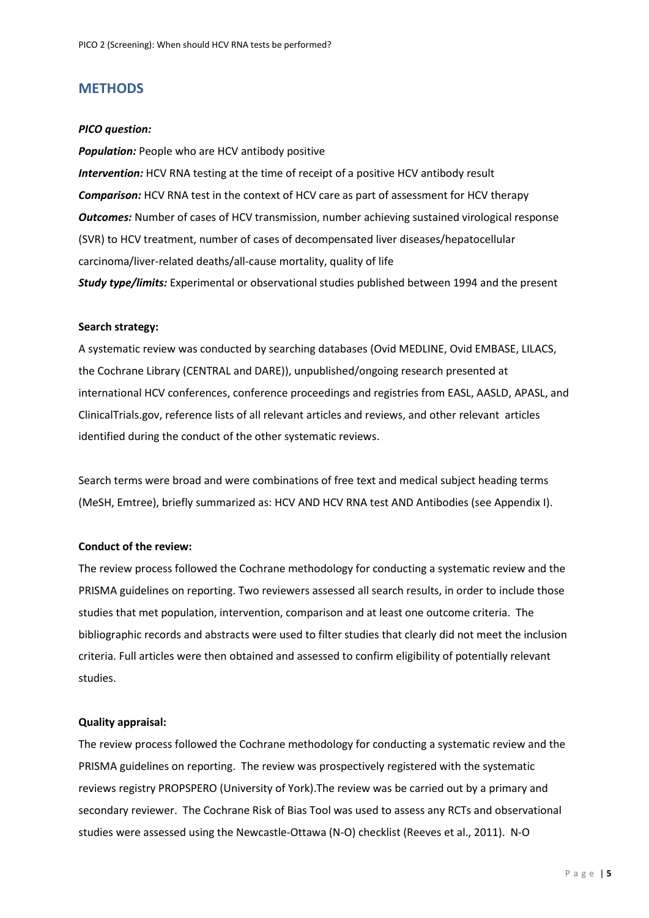## METHODS

***PICO question:***

***Population:*** People who are HCV antibody positive

***Intervention:*** HCV RNA testing at the time of receipt of a positive HCV antibody result

***Comparison:*** HCV RNA test in the context of HCV care as part of assessment for HCV therapy

***Outcomes:*** Number of cases of HCV transmission, number achieving sustained virological response (SVR) to HCV treatment, number of cases of decompensated liver diseases/hepatocellular carcinoma/liver-related deaths/all-cause mortality, quality of life

***Study type/limits:*** Experimental or observational studies published between 1994 and the present

**Search strategy:**

A systematic review was conducted by searching databases (Ovid MEDLINE, Ovid EMBASE, LILACS, the Cochrane Library (CENTRAL and DARE)), unpublished/ongoing research presented at international HCV conferences, conference proceedings and registries from EASL, AASLD, APASL, and ClinicalTrials.gov, reference lists of all relevant articles and reviews, and other relevant articles identified during the conduct of the other systematic reviews.

Search terms were broad and were combinations of free text and medical subject heading terms (MeSH, Emtree), briefly summarized as: HCV AND HCV RNA test AND Antibodies (see Appendix I).

**Conduct of the review:**

The review process followed the Cochrane methodology for conducting a systematic review and the PRISMA guidelines on reporting. Two reviewers assessed all search results, in order to include those studies that met population, intervention, comparison and at least one outcome criteria. The bibliographic records and abstracts were used to filter studies that clearly did not meet the inclusion criteria. Full articles were then obtained and assessed to confirm eligibility of potentially relevant studies.

**Quality appraisal:**

The review process followed the Cochrane methodology for conducting a systematic review and the PRISMA guidelines on reporting. The review was prospectively registered with the systematic reviews registry PROPSPERO (University of York).The review was be carried out by a primary and secondary reviewer. The Cochrane Risk of Bias Tool was used to assess any RCTs and observational studies were assessed using the Newcastle-Ottawa (N-O) checklist (Reeves et al., 2011). N-O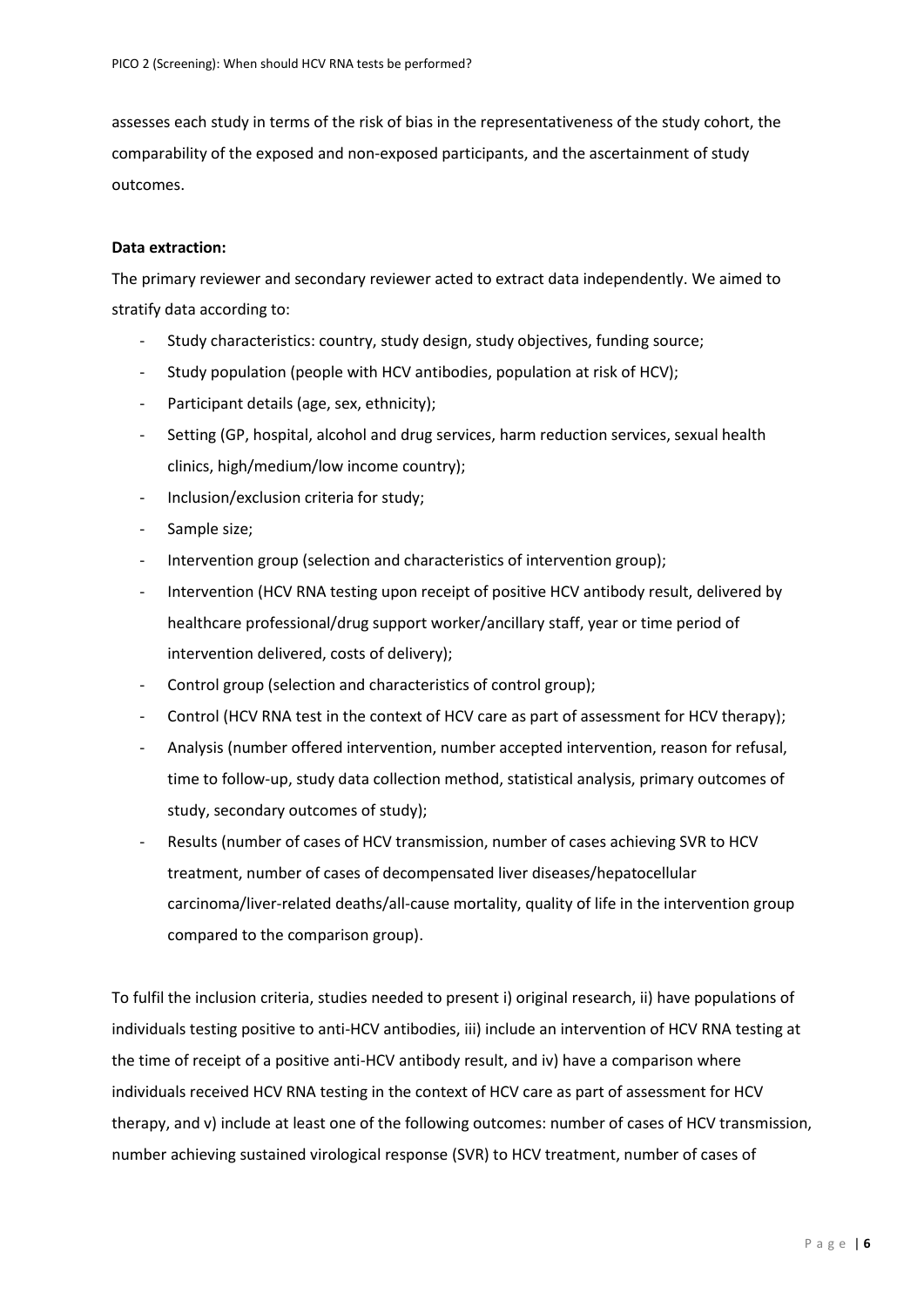assesses each study in terms of the risk of bias in the representativeness of the study cohort, the comparability of the exposed and non-exposed participants, and the ascertainment of study outcomes.

**Data extraction:**

The primary reviewer and secondary reviewer acted to extract data independently. We aimed to stratify data according to:

- Study characteristics: country, study design, study objectives, funding source;
- Study population (people with HCV antibodies, population at risk of HCV);
- Participant details (age, sex, ethnicity);
- Setting (GP, hospital, alcohol and drug services, harm reduction services, sexual health clinics, high/medium/low income country);
- Inclusion/exclusion criteria for study;
- Sample size;
- Intervention group (selection and characteristics of intervention group);
- Intervention (HCV RNA testing upon receipt of positive HCV antibody result, delivered by healthcare professional/drug support worker/ancillary staff, year or time period of intervention delivered, costs of delivery);
- Control group (selection and characteristics of control group);
- Control (HCV RNA test in the context of HCV care as part of assessment for HCV therapy);
- Analysis (number offered intervention, number accepted intervention, reason for refusal, time to follow-up, study data collection method, statistical analysis, primary outcomes of study, secondary outcomes of study);
- Results (number of cases of HCV transmission, number of cases achieving SVR to HCV treatment, number of cases of decompensated liver diseases/hepatocellular carcinoma/liver-related deaths/all-cause mortality, quality of life in the intervention group compared to the comparison group).

To fulfil the inclusion criteria, studies needed to present i) original research, ii) have populations of individuals testing positive to anti-HCV antibodies, iii) include an intervention of HCV RNA testing at the time of receipt of a positive anti-HCV antibody result, and iv) have a comparison where individuals received HCV RNA testing in the context of HCV care as part of assessment for HCV therapy, and v) include at least one of the following outcomes: number of cases of HCV transmission, number achieving sustained virological response (SVR) to HCV treatment, number of cases of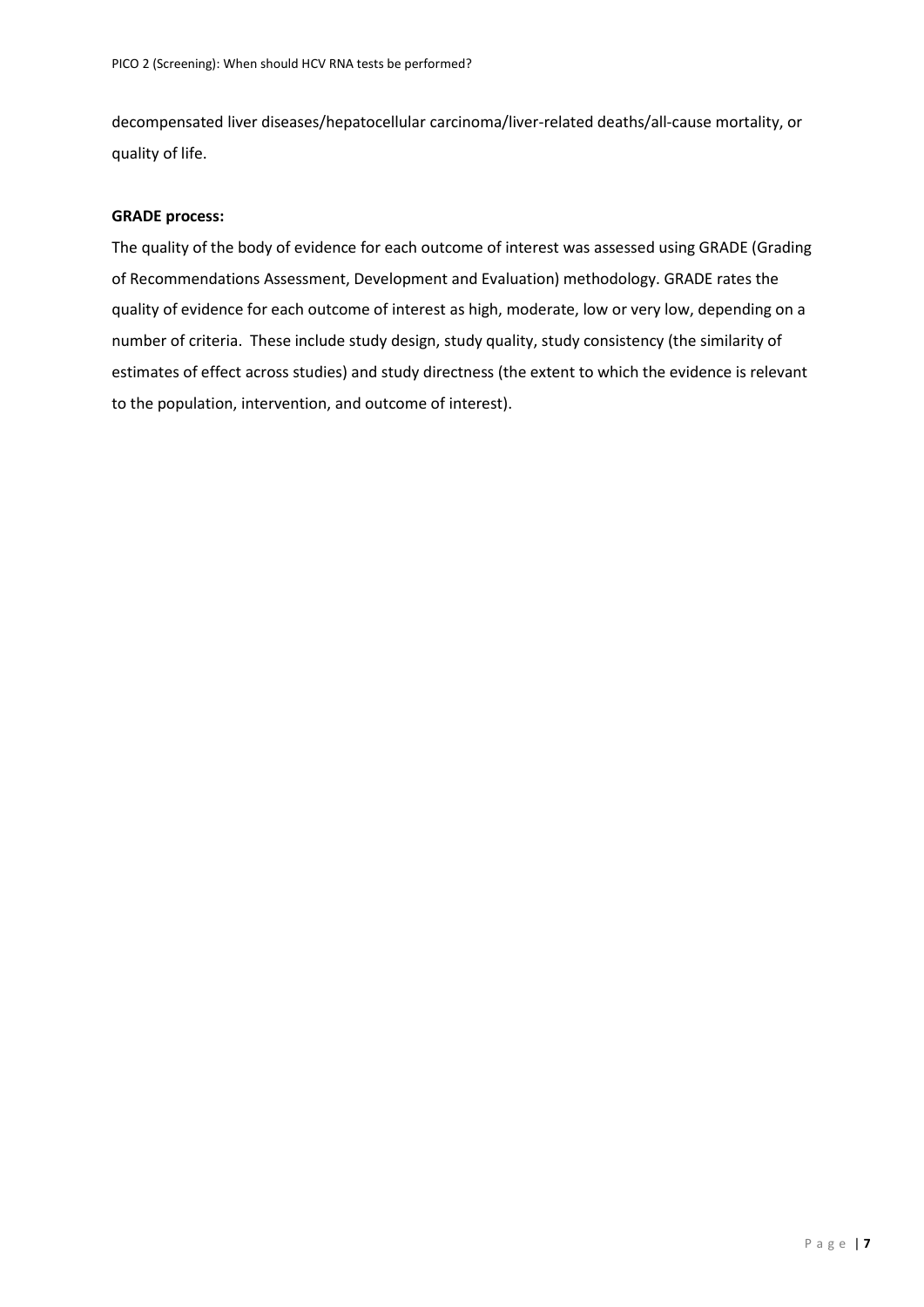decompensated liver diseases/hepatocellular carcinoma/liver-related deaths/all-cause mortality, or quality of life.

**GRADE process:**

The quality of the body of evidence for each outcome of interest was assessed using GRADE (Grading of Recommendations Assessment, Development and Evaluation) methodology. GRADE rates the quality of evidence for each outcome of interest as high, moderate, low or very low, depending on a number of criteria. These include study design, study quality, study consistency (the similarity of estimates of effect across studies) and study directness (the extent to which the evidence is relevant to the population, intervention, and outcome of interest).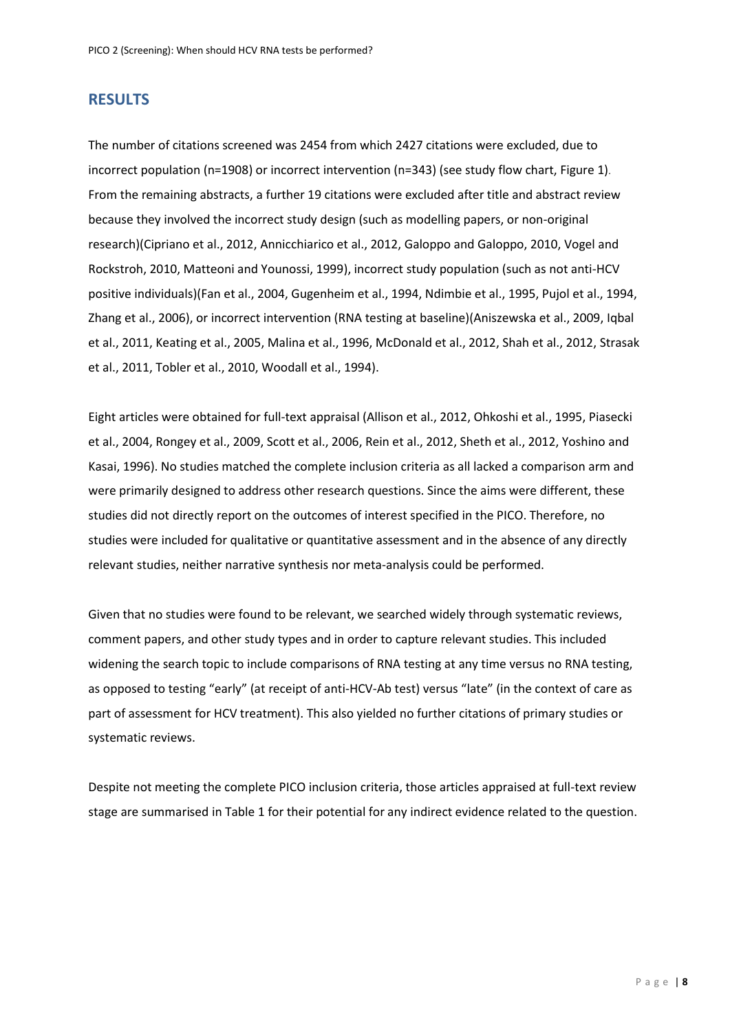## RESULTS

The number of citations screened was 2454 from which 2427 citations were excluded, due to incorrect population (n=1908) or incorrect intervention (n=343) (see study flow chart, Figure 1). From the remaining abstracts, a further 19 citations were excluded after title and abstract review because they involved the incorrect study design (such as modelling papers, or non-original research)(Cipriano et al., 2012, Annicchiarico et al., 2012, Galoppo and Galoppo, 2010, Vogel and Rockstroh, 2010, Matteoni and Younossi, 1999), incorrect study population (such as not anti-HCV positive individuals)(Fan et al., 2004, Gugenheim et al., 1994, Ndimbie et al., 1995, Pujol et al., 1994, Zhang et al., 2006), or incorrect intervention (RNA testing at baseline)(Aniszewska et al., 2009, Iqbal et al., 2011, Keating et al., 2005, Malina et al., 1996, McDonald et al., 2012, Shah et al., 2012, Strasak et al., 2011, Tobler et al., 2010, Woodall et al., 1994).

Eight articles were obtained for full-text appraisal (Allison et al., 2012, Ohkoshi et al., 1995, Piasecki et al., 2004, Rongey et al., 2009, Scott et al., 2006, Rein et al., 2012, Sheth et al., 2012, Yoshino and Kasai, 1996). No studies matched the complete inclusion criteria as all lacked a comparison arm and were primarily designed to address other research questions. Since the aims were different, these studies did not directly report on the outcomes of interest specified in the PICO. Therefore, no studies were included for qualitative or quantitative assessment and in the absence of any directly relevant studies, neither narrative synthesis nor meta-analysis could be performed.

Given that no studies were found to be relevant, we searched widely through systematic reviews, comment papers, and other study types and in order to capture relevant studies. This included widening the search topic to include comparisons of RNA testing at any time versus no RNA testing, as opposed to testing "early" (at receipt of anti-HCV-Ab test) versus "late" (in the context of care as part of assessment for HCV treatment). This also yielded no further citations of primary studies or systematic reviews.

Despite not meeting the complete PICO inclusion criteria, those articles appraised at full-text review stage are summarised in Table 1 for their potential for any indirect evidence related to the question.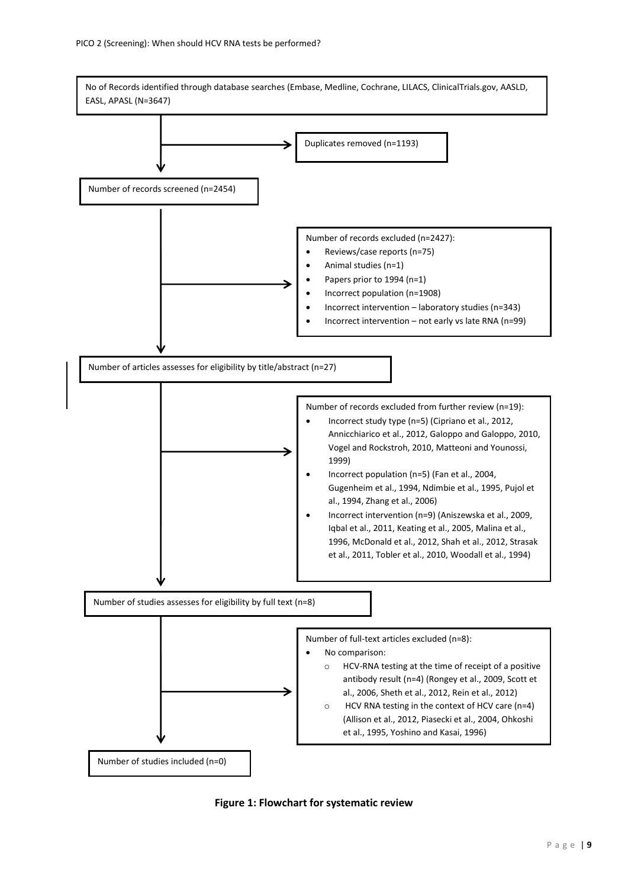PICO 2 (Screening): When should HCV RNA tests be performed?

No of Records identified through database searches (Embase, Medline, Cochrane, LILACS, ClinicalTrials.gov, AASLD, EASL, APASL (N=3647)

→ Duplicates removed (n=1193)

Number of records screened (n=2454)

→ Number of records excluded (n=2427):

- Reviews/case reports (n=75)
- Animal studies (n=1)
- Papers prior to 1994 (n=1)
- Incorrect population (n=1908)
- Incorrect intervention – laboratory studies (n=343)
- Incorrect intervention – not early vs late RNA (n=99)

Number of articles assesses for eligibility by title/abstract (n=27)

→ Number of records excluded from further review (n=19):

- Incorrect study type (n=5) (Cipriano et al., 2012, Annicchiarico et al., 2012, Galoppo and Galoppo, 2010, Vogel and Rockstroh, 2010, Matteoni and Younossi, 1999)
- Incorrect population (n=5) (Fan et al., 2004, Gugenheim et al., 1994, Ndimbie et al., 1995, Pujol et al., 1994, Zhang et al., 2006)
- Incorrect intervention (n=9) (Aniszewska et al., 2009, Iqbal et al., 2011, Keating et al., 2005, Malina et al., 1996, McDonald et al., 2012, Shah et al., 2012, Strasak et al., 2011, Tobler et al., 2010, Woodall et al., 1994)

Number of studies assesses for eligibility by full text (n=8)

→ Number of full-text articles excluded (n=8):

- No comparison:
  - HCV-RNA testing at the time of receipt of a positive antibody result (n=4) (Rongey et al., 2009, Scott et al., 2006, Sheth et al., 2012, Rein et al., 2012)
  - HCV RNA testing in the context of HCV care (n=4) (Allison et al., 2012, Piasecki et al., 2004, Ohkoshi et al., 1995, Yoshino and Kasai, 1996)

Number of studies included (n=0)

**Figure 1: Flowchart for systematic review**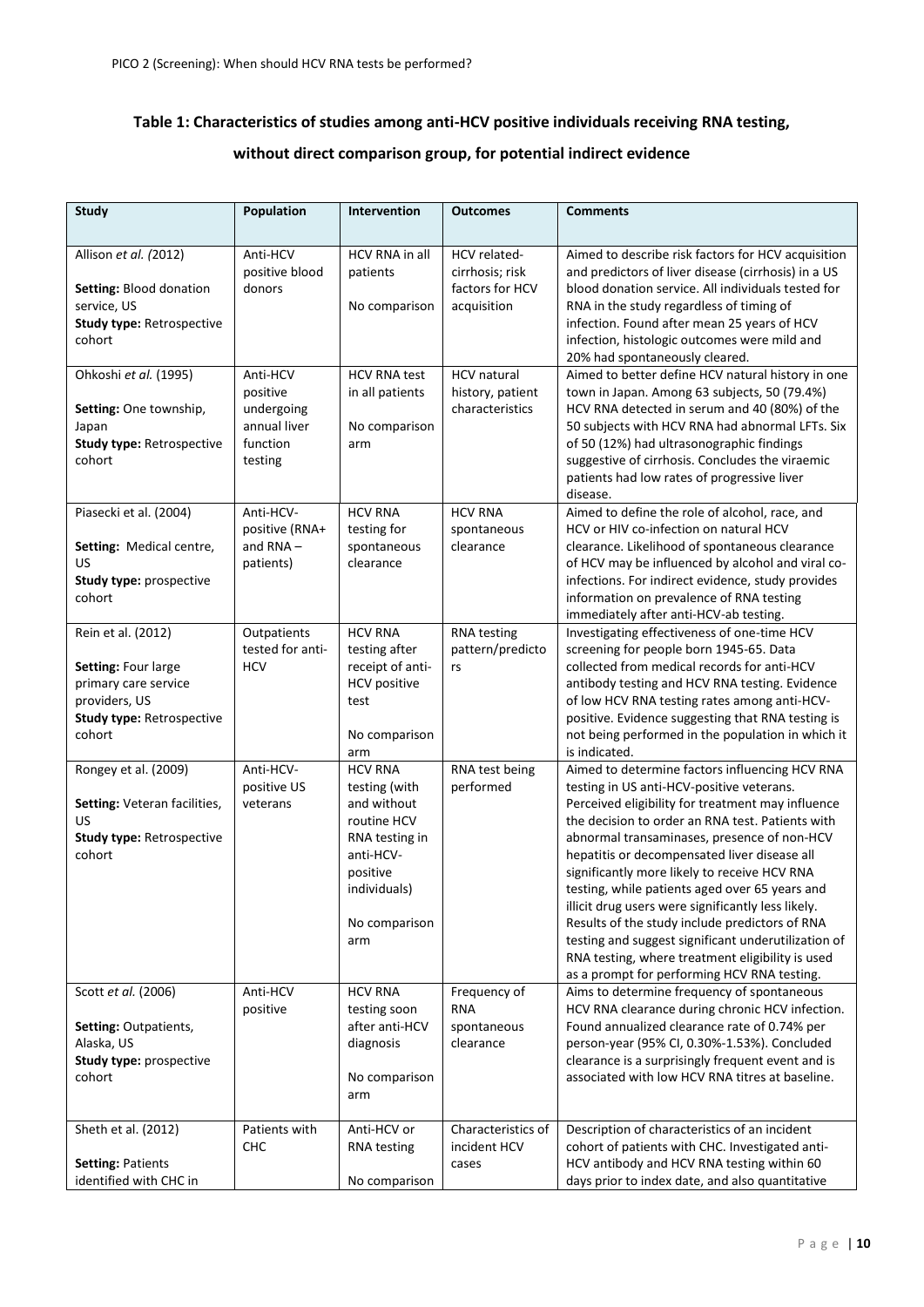PICO 2 (Screening): When should HCV RNA tests be performed?

## Table 1: Characteristics of studies among anti-HCV positive individuals receiving RNA testing, without direct comparison group, for potential indirect evidence

| Study | Population | Intervention | Outcomes | Comments |
|---|---|---|---|---|
| Allison *et al. (*2012)<br><br>**Setting:** Blood donation service, US<br>**Study type:** Retrospective cohort | Anti-HCV positive blood donors | HCV RNA in all patients<br><br>No comparison | HCV related-cirrhosis; risk factors for HCV acquisition | Aimed to describe risk factors for HCV acquisition and predictors of liver disease (cirrhosis) in a US blood donation service. All individuals tested for RNA in the study regardless of timing of infection. Found after mean 25 years of HCV infection, histologic outcomes were mild and 20% had spontaneously cleared. |
| Ohkoshi *et al.* (1995)<br><br>**Setting:** One township, Japan<br>**Study type:** Retrospective cohort | Anti-HCV positive undergoing annual liver function testing | HCV RNA test in all patients<br><br>No comparison arm | HCV natural history, patient characteristics | Aimed to better define HCV natural history in one town in Japan. Among 63 subjects, 50 (79.4%) HCV RNA detected in serum and 40 (80%) of the 50 subjects with HCV RNA had abnormal LFTs. Six of 50 (12%) had ultrasonographic findings suggestive of cirrhosis. Concludes the viraemic patients had low rates of progressive liver disease. |
| Piasecki et al. (2004)<br><br>**Setting:** Medical centre, US<br>**Study type:** prospective cohort | Anti-HCV-positive (RNA+ and RNA – patients) | HCV RNA testing for spontaneous clearance | HCV RNA spontaneous clearance | Aimed to define the role of alcohol, race, and HCV or HIV co-infection on natural HCV clearance. Likelihood of spontaneous clearance of HCV may be influenced by alcohol and viral co-infections. For indirect evidence, study provides information on prevalence of RNA testing immediately after anti-HCV-ab testing. |
| Rein et al. (2012)<br><br>**Setting:** Four large primary care service providers, US<br>**Study type:** Retrospective cohort | Outpatients tested for anti-HCV | HCV RNA testing after receipt of anti-HCV positive test<br><br>No comparison arm | RNA testing pattern/predictors | Investigating effectiveness of one-time HCV screening for people born 1945-65. Data collected from medical records for anti-HCV antibody testing and HCV RNA testing. Evidence of low HCV RNA testing rates among anti-HCV-positive. Evidence suggesting that RNA testing is not being performed in the population in which it is indicated. |
| Rongey et al. (2009)<br><br>**Setting:** Veteran facilities, US<br>**Study type:** Retrospective cohort | Anti-HCV-positive US veterans | HCV RNA testing (with and without routine HCV RNA testing in anti-HCV-positive individuals)<br><br>No comparison arm | RNA test being performed | Aimed to determine factors influencing HCV RNA testing in US anti-HCV-positive veterans. Perceived eligibility for treatment may influence the decision to order an RNA test. Patients with abnormal transaminases, presence of non-HCV hepatitis or decompensated liver disease all significantly more likely to receive HCV RNA testing, while patients aged over 65 years and illicit drug users were significantly less likely. Results of the study include predictors of RNA testing and suggest significant underutilization of RNA testing, where treatment eligibility is used as a prompt for performing HCV RNA testing. |
| Scott *et al.* (2006)<br><br>**Setting:** Outpatients, Alaska, US<br>**Study type:** prospective cohort | Anti-HCV positive | HCV RNA testing soon after anti-HCV diagnosis<br><br>No comparison arm | Frequency of RNA spontaneous clearance | Aims to determine frequency of spontaneous HCV RNA clearance during chronic HCV infection. Found annualized clearance rate of 0.74% per person-year (95% CI, 0.30%-1.53%). Concluded clearance is a surprisingly frequent event and is associated with low HCV RNA titres at baseline. |
| Sheth et al. (2012)<br><br>**Setting:** Patients identified with CHC in | Patients with CHC | Anti-HCV or RNA testing<br><br>No comparison | Characteristics of incident HCV cases | Description of characteristics of an incident cohort of patients with CHC. Investigated anti-HCV antibody and HCV RNA testing within 60 days prior to index date, and also quantitative |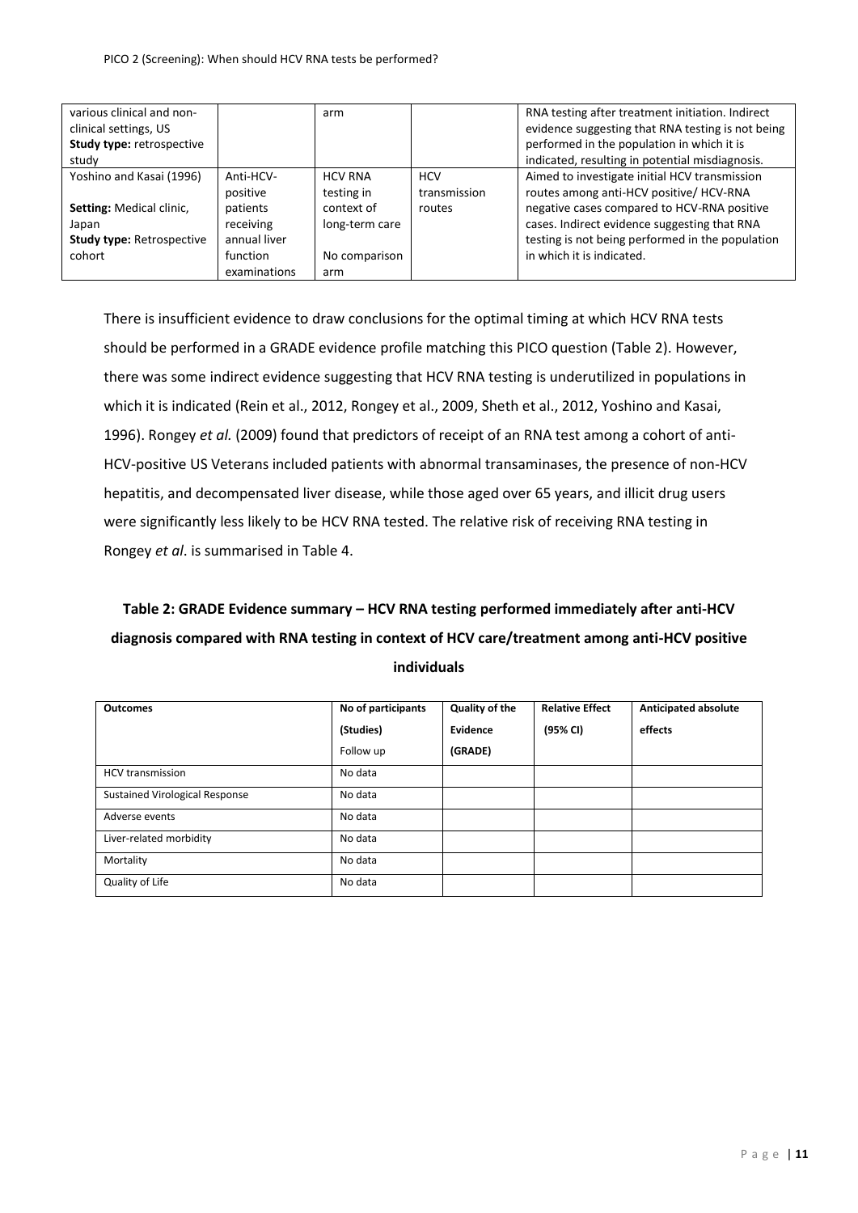| various clinical and non-clinical settings, US<br>**Study type:** retrospective study | | arm | | RNA testing after treatment initiation. Indirect evidence suggesting that RNA testing is not being performed in the population in which it is indicated, resulting in potential misdiagnosis. |
|---|---|---|---|---|
| Yoshino and Kasai (1996)<br><br>**Setting:** Medical clinic, Japan<br>**Study type:** Retrospective cohort | Anti-HCV-positive patients receiving annual liver function examinations | HCV RNA testing in context of long-term care<br><br>No comparison arm | HCV transmission routes | Aimed to investigate initial HCV transmission routes among anti-HCV positive/ HCV-RNA negative cases compared to HCV-RNA positive cases. Indirect evidence suggesting that RNA testing is not being performed in the population in which it is indicated. |

There is insufficient evidence to draw conclusions for the optimal timing at which HCV RNA tests should be performed in a GRADE evidence profile matching this PICO question (Table 2). However, there was some indirect evidence suggesting that HCV RNA testing is underutilized in populations in which it is indicated (Rein et al., 2012, Rongey et al., 2009, Sheth et al., 2012, Yoshino and Kasai, 1996). Rongey *et al.* (2009) found that predictors of receipt of an RNA test among a cohort of anti-HCV-positive US Veterans included patients with abnormal transaminases, the presence of non-HCV hepatitis, and decompensated liver disease, while those aged over 65 years, and illicit drug users were significantly less likely to be HCV RNA tested. The relative risk of receiving RNA testing in Rongey *et al*. is summarised in Table 4.

**Table 2: GRADE Evidence summary – HCV RNA testing performed immediately after anti-HCV diagnosis compared with RNA testing in context of HCV care/treatment among anti-HCV positive individuals**

| Outcomes | No of participants (Studies) Follow up | Quality of the Evidence (GRADE) | Relative Effect (95% CI) | Anticipated absolute effects |
|---|---|---|---|---|
| HCV transmission | No data | | | |
| Sustained Virological Response | No data | | | |
| Adverse events | No data | | | |
| Liver-related morbidity | No data | | | |
| Mortality | No data | | | |
| Quality of Life | No data | | | |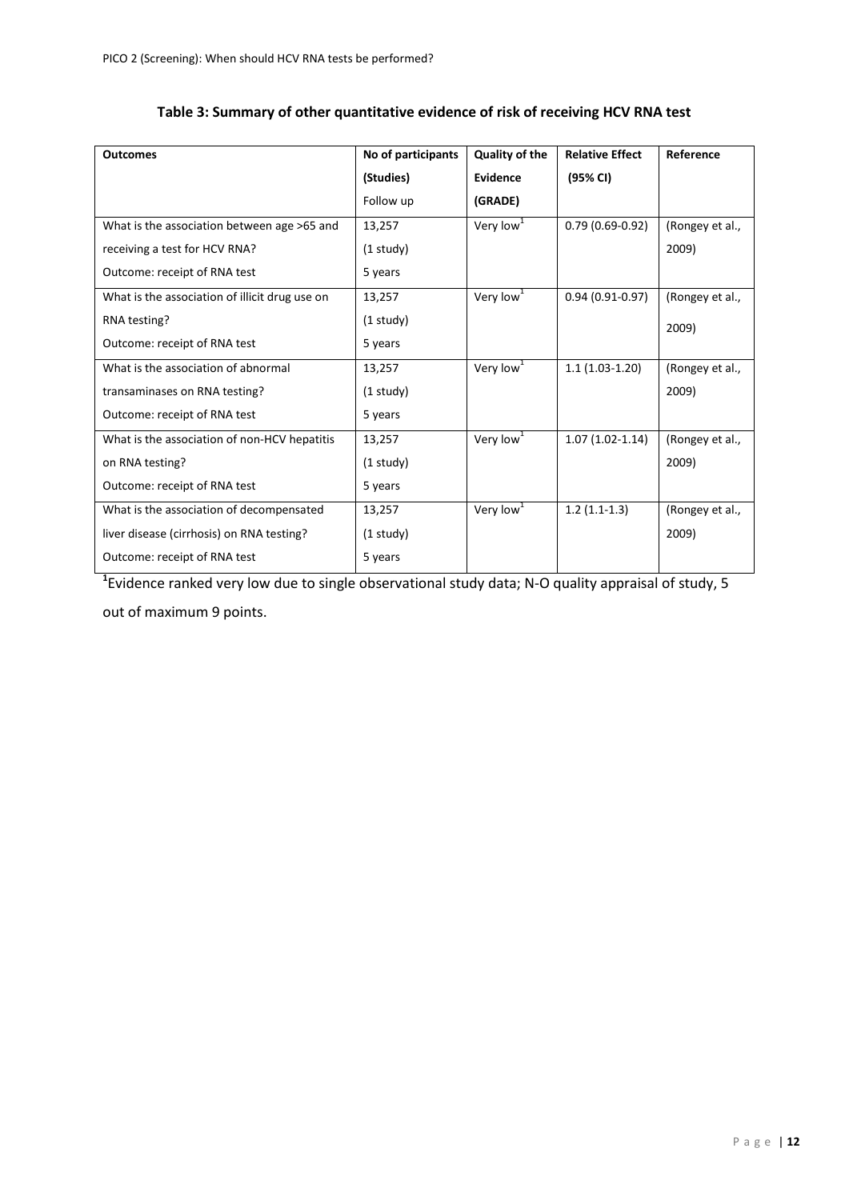**Table 3: Summary of other quantitative evidence of risk of receiving HCV RNA test**

| Outcomes | No of participants (Studies) Follow up | Quality of the Evidence (GRADE) | Relative Effect (95% CI) | Reference |
|---|---|---|---|---|
| What is the association between age >65 and receiving a test for HCV RNA? Outcome: receipt of RNA test | 13,257 (1 study) 5 years | Very low[1] | 0.79 (0.69-0.92) | (Rongey et al., 2009) |
| What is the association of illicit drug use on RNA testing? Outcome: receipt of RNA test | 13,257 (1 study) 5 years | Very low[1] | 0.94 (0.91-0.97) | (Rongey et al., 2009) |
| What is the association of abnormal transaminases on RNA testing? Outcome: receipt of RNA test | 13,257 (1 study) 5 years | Very low[1] | 1.1 (1.03-1.20) | (Rongey et al., 2009) |
| What is the association of non-HCV hepatitis on RNA testing? Outcome: receipt of RNA test | 13,257 (1 study) 5 years | Very low[1] | 1.07 (1.02-1.14) | (Rongey et al., 2009) |
| What is the association of decompensated liver disease (cirrhosis) on RNA testing? Outcome: receipt of RNA test | 13,257 (1 study) 5 years | Very low[1] | 1.2 (1.1-1.3) | (Rongey et al., 2009) |

[1]Evidence ranked very low due to single observational study data; N-O quality appraisal of study, 5 out of maximum 9 points.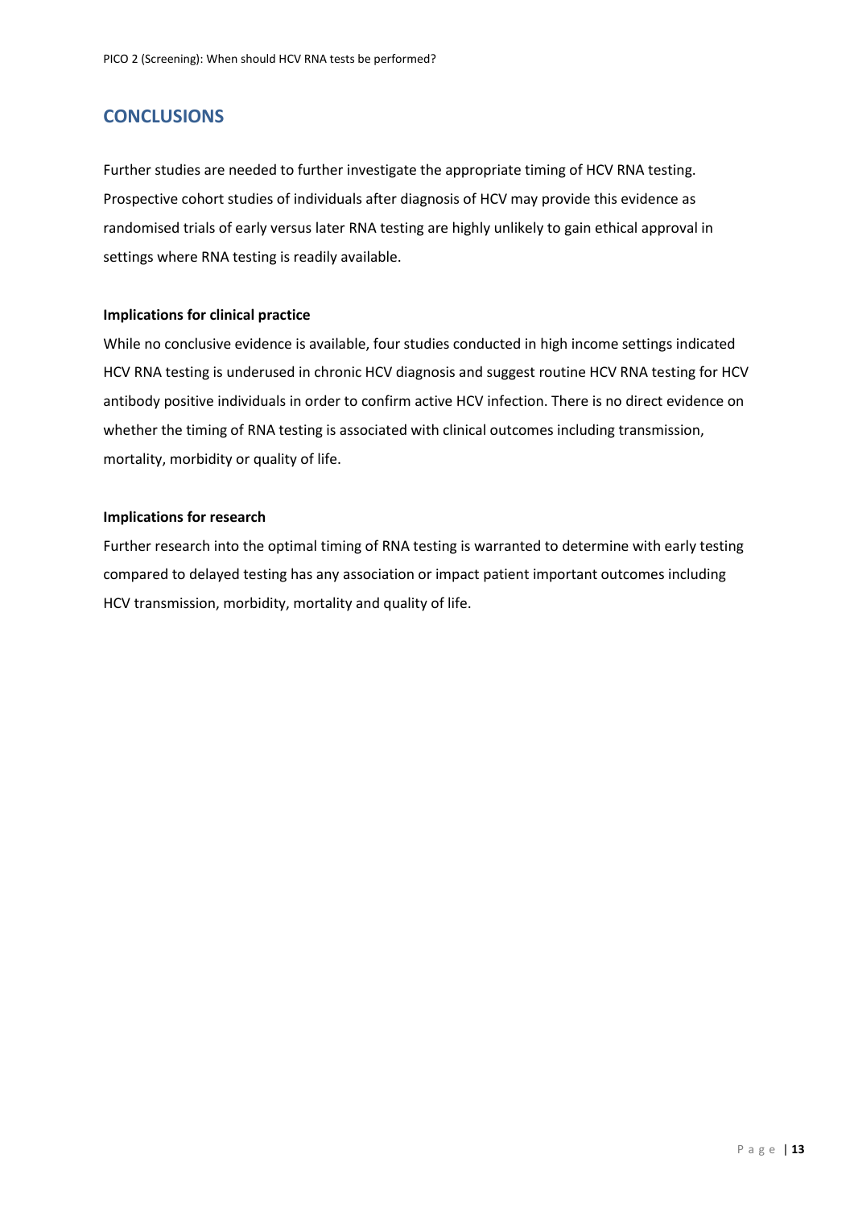## CONCLUSIONS

Further studies are needed to further investigate the appropriate timing of HCV RNA testing. Prospective cohort studies of individuals after diagnosis of HCV may provide this evidence as randomised trials of early versus later RNA testing are highly unlikely to gain ethical approval in settings where RNA testing is readily available.

**Implications for clinical practice**

While no conclusive evidence is available, four studies conducted in high income settings indicated HCV RNA testing is underused in chronic HCV diagnosis and suggest routine HCV RNA testing for HCV antibody positive individuals in order to confirm active HCV infection. There is no direct evidence on whether the timing of RNA testing is associated with clinical outcomes including transmission, mortality, morbidity or quality of life.

**Implications for research**

Further research into the optimal timing of RNA testing is warranted to determine with early testing compared to delayed testing has any association or impact patient important outcomes including HCV transmission, morbidity, mortality and quality of life.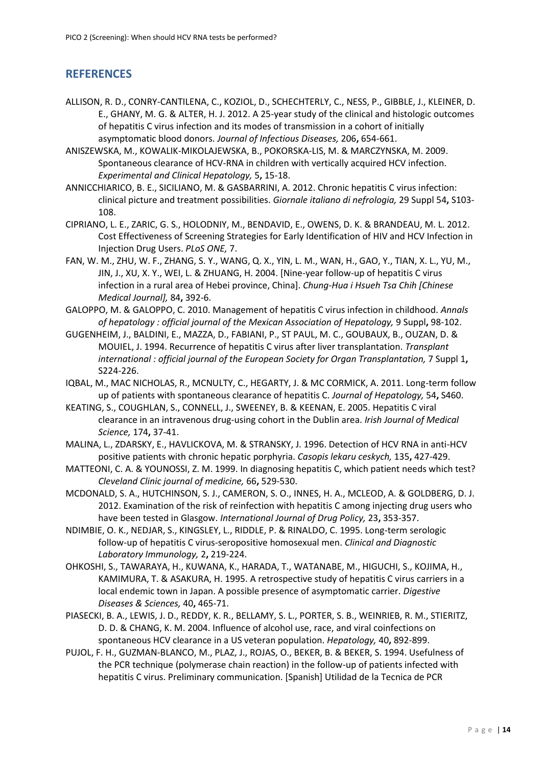## REFERENCES

ALLISON, R. D., CONRY-CANTILENA, C., KOZIOL, D., SCHECHTERLY, C., NESS, P., GIBBLE, J., KLEINER, D. E., GHANY, M. G. & ALTER, H. J. 2012. A 25-year study of the clinical and histologic outcomes of hepatitis C virus infection and its modes of transmission in a cohort of initially asymptomatic blood donors. *Journal of Infectious Diseases,* 206**,** 654-661.

ANISZEWSKA, M., KOWALIK-MIKOLAJEWSKA, B., POKORSKA-LIS, M. & MARCZYNSKA, M. 2009. Spontaneous clearance of HCV-RNA in children with vertically acquired HCV infection. *Experimental and Clinical Hepatology,* 5**,** 15-18.

ANNICCHIARICO, B. E., SICILIANO, M. & GASBARRINI, A. 2012. Chronic hepatitis C virus infection: clinical picture and treatment possibilities. *Giornale italiano di nefrologia,* 29 Suppl 54**,** S103-108.

CIPRIANO, L. E., ZARIC, G. S., HOLODNIY, M., BENDAVID, E., OWENS, D. K. & BRANDEAU, M. L. 2012. Cost Effectiveness of Screening Strategies for Early Identification of HIV and HCV Infection in Injection Drug Users. *PLoS ONE,* 7.

FAN, W. M., ZHU, W. F., ZHANG, S. Y., WANG, Q. X., YIN, L. M., WAN, H., GAO, Y., TIAN, X. L., YU, M., JIN, J., XU, X. Y., WEI, L. & ZHUANG, H. 2004. [Nine-year follow-up of hepatitis C virus infection in a rural area of Hebei province, China]. *Chung-Hua i Hsueh Tsa Chih [Chinese Medical Journal],* 84**,** 392-6.

GALOPPO, M. & GALOPPO, C. 2010. Management of hepatitis C virus infection in childhood. *Annals of hepatology : official journal of the Mexican Association of Hepatology,* 9 Suppl**,** 98-102.

GUGENHEIM, J., BALDINI, E., MAZZA, D., FABIANI, P., ST PAUL, M. C., GOUBAUX, B., OUZAN, D. & MOUIEL, J. 1994. Recurrence of hepatitis C virus after liver transplantation. *Transplant international : official journal of the European Society for Organ Transplantation,* 7 Suppl 1**,** S224-226.

IQBAL, M., MAC NICHOLAS, R., MCNULTY, C., HEGARTY, J. & MC CORMICK, A. 2011. Long-term follow up of patients with spontaneous clearance of hepatitis C. *Journal of Hepatology,* 54**,** S460.

KEATING, S., COUGHLAN, S., CONNELL, J., SWEENEY, B. & KEENAN, E. 2005. Hepatitis C viral clearance in an intravenous drug-using cohort in the Dublin area. *Irish Journal of Medical Science,* 174**,** 37-41.

MALINA, L., ZDARSKY, E., HAVLICKOVA, M. & STRANSKY, J. 1996. Detection of HCV RNA in anti-HCV positive patients with chronic hepatic porphyria. *Casopis lekaru ceskych,* 135**,** 427-429.

MATTEONI, C. A. & YOUNOSSI, Z. M. 1999. In diagnosing hepatitis C, which patient needs which test? *Cleveland Clinic journal of medicine,* 66**,** 529-530.

MCDONALD, S. A., HUTCHINSON, S. J., CAMERON, S. O., INNES, H. A., MCLEOD, A. & GOLDBERG, D. J. 2012. Examination of the risk of reinfection with hepatitis C among injecting drug users who have been tested in Glasgow. *International Journal of Drug Policy,* 23**,** 353-357.

NDIMBIE, O. K., NEDJAR, S., KINGSLEY, L., RIDDLE, P. & RINALDO, C. 1995. Long-term serologic follow-up of hepatitis C virus-seropositive homosexual men. *Clinical and Diagnostic Laboratory Immunology,* 2**,** 219-224.

OHKOSHI, S., TAWARAYA, H., KUWANA, K., HARADA, T., WATANABE, M., HIGUCHI, S., KOJIMA, H., KAMIMURA, T. & ASAKURA, H. 1995. A retrospective study of hepatitis C virus carriers in a local endemic town in Japan. A possible presence of asymptomatic carrier. *Digestive Diseases & Sciences,* 40**,** 465-71.

PIASECKI, B. A., LEWIS, J. D., REDDY, K. R., BELLAMY, S. L., PORTER, S. B., WEINRIEB, R. M., STIERITZ, D. D. & CHANG, K. M. 2004. Influence of alcohol use, race, and viral coinfections on spontaneous HCV clearance in a US veteran population. *Hepatology,* 40**,** 892-899.

PUJOL, F. H., GUZMAN-BLANCO, M., PLAZ, J., ROJAS, O., BEKER, B. & BEKER, S. 1994. Usefulness of the PCR technique (polymerase chain reaction) in the follow-up of patients infected with hepatitis C virus. Preliminary communication. [Spanish] Utilidad de la Tecnica de PCR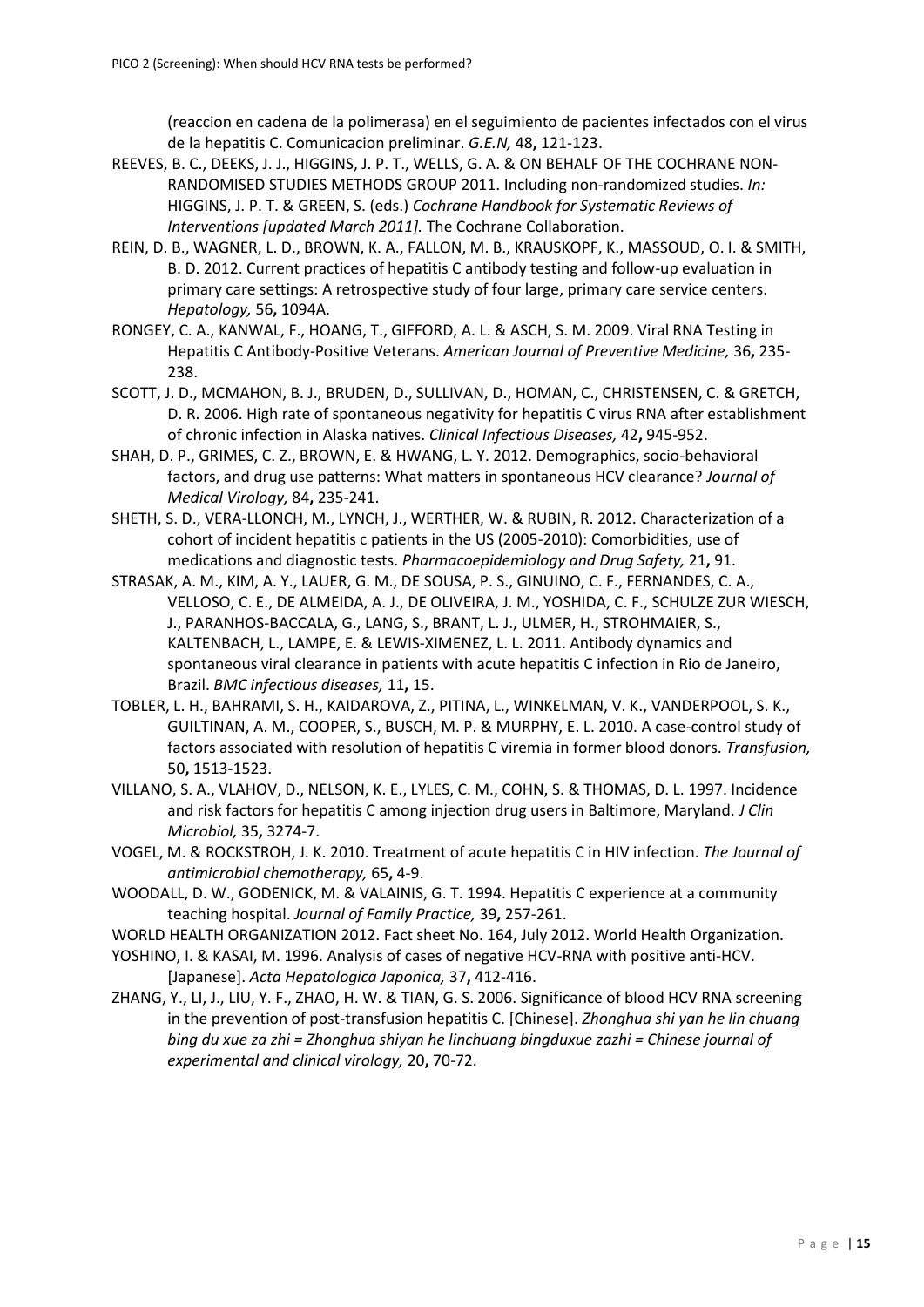(reaccion en cadena de la polimerasa) en el seguimiento de pacientes infectados con el virus de la hepatitis C. Comunicacion preliminar. *G.E.N,* 48**,** 121-123.

REEVES, B. C., DEEKS, J. J., HIGGINS, J. P. T., WELLS, G. A. & ON BEHALF OF THE COCHRANE NON-RANDOMISED STUDIES METHODS GROUP 2011. Including non-randomized studies. *In:* HIGGINS, J. P. T. & GREEN, S. (eds.) *Cochrane Handbook for Systematic Reviews of Interventions [updated March 2011].* The Cochrane Collaboration.

REIN, D. B., WAGNER, L. D., BROWN, K. A., FALLON, M. B., KRAUSKOPF, K., MASSOUD, O. I. & SMITH, B. D. 2012. Current practices of hepatitis C antibody testing and follow-up evaluation in primary care settings: A retrospective study of four large, primary care service centers. *Hepatology,* 56**,** 1094A.

RONGEY, C. A., KANWAL, F., HOANG, T., GIFFORD, A. L. & ASCH, S. M. 2009. Viral RNA Testing in Hepatitis C Antibody-Positive Veterans. *American Journal of Preventive Medicine,* 36**,** 235-238.

SCOTT, J. D., MCMAHON, B. J., BRUDEN, D., SULLIVAN, D., HOMAN, C., CHRISTENSEN, C. & GRETCH, D. R. 2006. High rate of spontaneous negativity for hepatitis C virus RNA after establishment of chronic infection in Alaska natives. *Clinical Infectious Diseases,* 42**,** 945-952.

SHAH, D. P., GRIMES, C. Z., BROWN, E. & HWANG, L. Y. 2012. Demographics, socio-behavioral factors, and drug use patterns: What matters in spontaneous HCV clearance? *Journal of Medical Virology,* 84**,** 235-241.

SHETH, S. D., VERA-LLONCH, M., LYNCH, J., WERTHER, W. & RUBIN, R. 2012. Characterization of a cohort of incident hepatitis c patients in the US (2005-2010): Comorbidities, use of medications and diagnostic tests. *Pharmacoepidemiology and Drug Safety,* 21**,** 91.

STRASAK, A. M., KIM, A. Y., LAUER, G. M., DE SOUSA, P. S., GINUINO, C. F., FERNANDES, C. A., VELLOSO, C. E., DE ALMEIDA, A. J., DE OLIVEIRA, J. M., YOSHIDA, C. F., SCHULZE ZUR WIESCH, J., PARANHOS-BACCALA, G., LANG, S., BRANT, L. J., ULMER, H., STROHMAIER, S., KALTENBACH, L., LAMPE, E. & LEWIS-XIMENEZ, L. L. 2011. Antibody dynamics and spontaneous viral clearance in patients with acute hepatitis C infection in Rio de Janeiro, Brazil. *BMC infectious diseases,* 11**,** 15.

TOBLER, L. H., BAHRAMI, S. H., KAIDAROVA, Z., PITINA, L., WINKELMAN, V. K., VANDERPOOL, S. K., GUILTINAN, A. M., COOPER, S., BUSCH, M. P. & MURPHY, E. L. 2010. A case-control study of factors associated with resolution of hepatitis C viremia in former blood donors. *Transfusion,* 50**,** 1513-1523.

VILLANO, S. A., VLAHOV, D., NELSON, K. E., LYLES, C. M., COHN, S. & THOMAS, D. L. 1997. Incidence and risk factors for hepatitis C among injection drug users in Baltimore, Maryland. *J Clin Microbiol,* 35**,** 3274-7.

VOGEL, M. & ROCKSTROH, J. K. 2010. Treatment of acute hepatitis C in HIV infection. *The Journal of antimicrobial chemotherapy,* 65**,** 4-9.

WOODALL, D. W., GODENICK, M. & VALAINIS, G. T. 1994. Hepatitis C experience at a community teaching hospital. *Journal of Family Practice,* 39**,** 257-261.

WORLD HEALTH ORGANIZATION 2012. Fact sheet No. 164, July 2012. World Health Organization.

YOSHINO, I. & KASAI, M. 1996. Analysis of cases of negative HCV-RNA with positive anti-HCV. [Japanese]. *Acta Hepatologica Japonica,* 37**,** 412-416.

ZHANG, Y., LI, J., LIU, Y. F., ZHAO, H. W. & TIAN, G. S. 2006. Significance of blood HCV RNA screening in the prevention of post-transfusion hepatitis C. [Chinese]. *Zhonghua shi yan he lin chuang bing du xue za zhi = Zhonghua shiyan he linchuang bingduxue zazhi = Chinese journal of experimental and clinical virology,* 20**,** 70-72.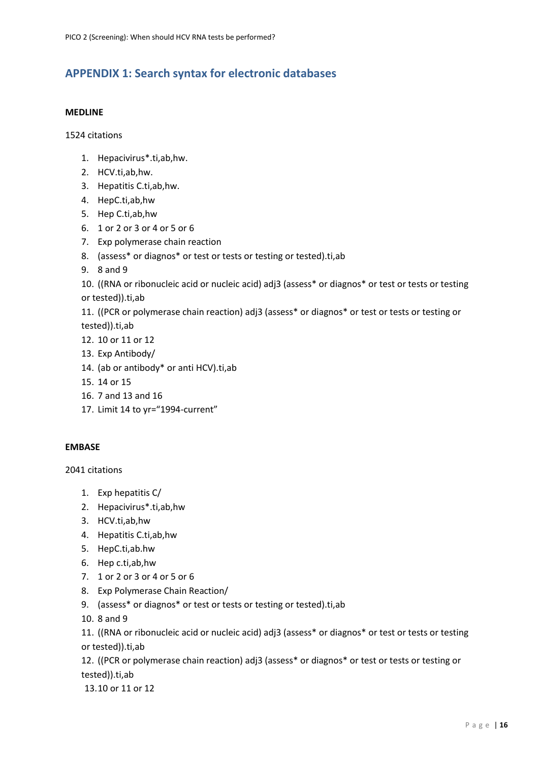## APPENDIX 1: Search syntax for electronic databases

**MEDLINE**

1524 citations

1. Hepacivirus*.ti,ab,hw.
2. HCV.ti,ab,hw.
3. Hepatitis C.ti,ab,hw.
4. HepC.ti,ab,hw
5. Hep C.ti,ab,hw
6. 1 or 2 or 3 or 4 or 5 or 6
7. Exp polymerase chain reaction
8. (assess* or diagnos* or test or tests or testing or tested).ti,ab
9. 8 and 9
10. ((RNA or ribonucleic acid or nucleic acid) adj3 (assess* or diagnos* or test or tests or testing or tested)).ti,ab
11. ((PCR or polymerase chain reaction) adj3 (assess* or diagnos* or test or tests or testing or tested)).ti,ab
12. 10 or 11 or 12
13. Exp Antibody/
14. (ab or antibody* or anti HCV).ti,ab
15. 14 or 15
16. 7 and 13 and 16
17. Limit 14 to yr="1994-current"

**EMBASE**

2041 citations

1. Exp hepatitis C/
2. Hepacivirus*.ti,ab,hw
3. HCV.ti,ab,hw
4. Hepatitis C.ti,ab,hw
5. HepC.ti,ab.hw
6. Hep c.ti,ab,hw
7. 1 or 2 or 3 or 4 or 5 or 6
8. Exp Polymerase Chain Reaction/
9. (assess* or diagnos* or test or tests or testing or tested).ti,ab
10. 8 and 9
11. ((RNA or ribonucleic acid or nucleic acid) adj3 (assess* or diagnos* or test or tests or testing or tested)).ti,ab
12. ((PCR or polymerase chain reaction) adj3 (assess* or diagnos* or test or tests or testing or tested)).ti,ab
13. 10 or 11 or 12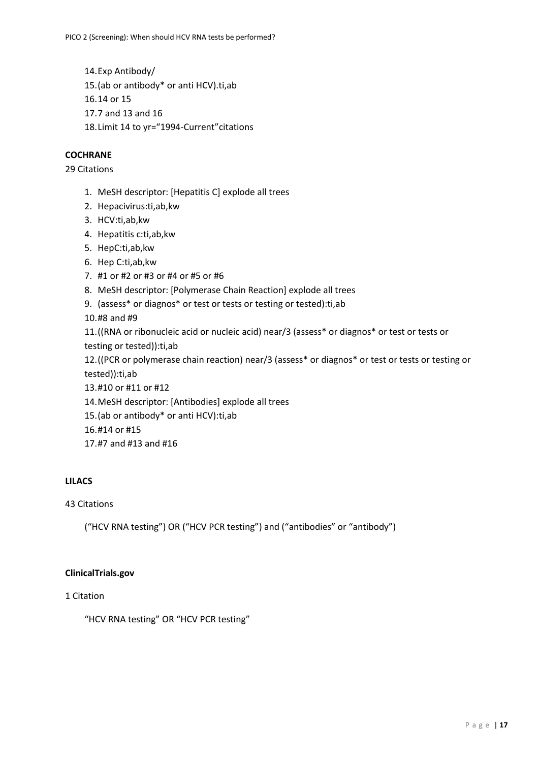14. Exp Antibody/
15. (ab or antibody* or anti HCV).ti,ab
16. 14 or 15
17. 7 and 13 and 16
18. Limit 14 to yr="1994-Current"citations

**COCHRANE**

29 Citations

1. MeSH descriptor: [Hepatitis C] explode all trees
2. Hepacivirus:ti,ab,kw
3. HCV:ti,ab,kw
4. Hepatitis c:ti,ab,kw
5. HepC:ti,ab,kw
6. Hep C:ti,ab,kw
7. #1 or #2 or #3 or #4 or #5 or #6
8. MeSH descriptor: [Polymerase Chain Reaction] explode all trees
9. (assess* or diagnos* or test or tests or testing or tested):ti,ab
10. #8 and #9
11. ((RNA or ribonucleic acid or nucleic acid) near/3 (assess* or diagnos* or test or tests or testing or tested)):ti,ab
12. ((PCR or polymerase chain reaction) near/3 (assess* or diagnos* or test or tests or testing or tested)):ti,ab
13. #10 or #11 or #12
14. MeSH descriptor: [Antibodies] explode all trees
15. (ab or antibody* or anti HCV):ti,ab
16. #14 or #15
17. #7 and #13 and #16

**LILACS**

43 Citations

("HCV RNA testing") OR ("HCV PCR testing") and ("antibodies" or "antibody")

**ClinicalTrials.gov**

1 Citation

"HCV RNA testing" OR "HCV PCR testing"